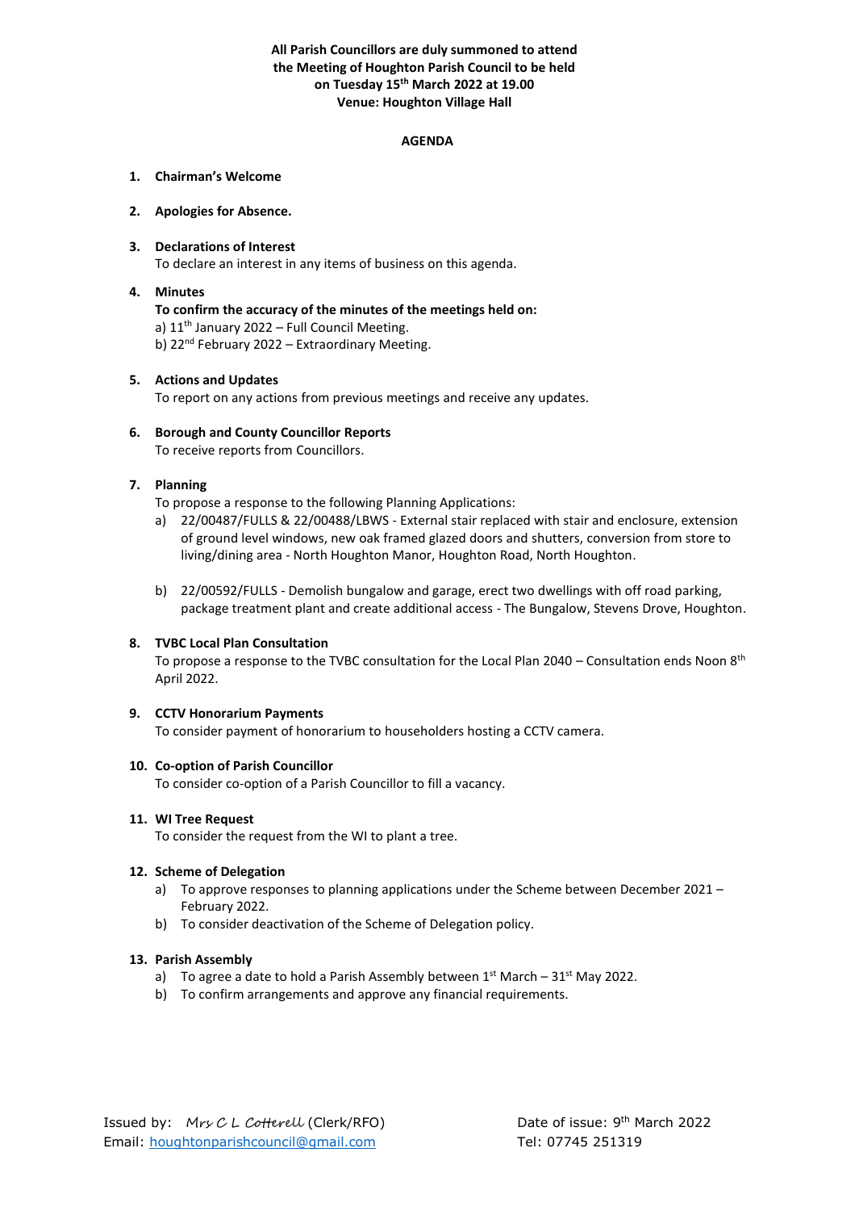**All Parish Councillors are duly summoned to attend the Meeting of Houghton Parish Council to be held on Tuesday 15th March 2022 at 19.00**
**Venue: Houghton Village Hall**

# AGENDA

1. **Chairman's Welcome**

2. **Apologies for Absence.**

3. **Declarations of Interest**
   To declare an interest in any items of business on this agenda.

4. **Minutes**
   **To confirm the accuracy of the minutes of the meetings held on:**
   a) 11th January 2022 – Full Council Meeting.
   b) 22nd February 2022 – Extraordinary Meeting.

5. **Actions and Updates**
   To report on any actions from previous meetings and receive any updates.

6. **Borough and County Councillor Reports**
   To receive reports from Councillors.

7. **Planning**
   To propose a response to the following Planning Applications:
   a) 22/00487/FULLS & 22/00488/LBWS - External stair replaced with stair and enclosure, extension of ground level windows, new oak framed glazed doors and shutters, conversion from store to living/dining area - North Houghton Manor, Houghton Road, North Houghton.

   b) 22/00592/FULLS - Demolish bungalow and garage, erect two dwellings with off road parking, package treatment plant and create additional access - The Bungalow, Stevens Drove, Houghton.

8. **TVBC Local Plan Consultation**
   To propose a response to the TVBC consultation for the Local Plan 2040 – Consultation ends Noon 8th April 2022.

9. **CCTV Honorarium Payments**
   To consider payment of honorarium to householders hosting a CCTV camera.

10. **Co-option of Parish Councillor**
    To consider co-option of a Parish Councillor to fill a vacancy.

11. **WI Tree Request**
    To consider the request from the WI to plant a tree.

12. **Scheme of Delegation**
    a) To approve responses to planning applications under the Scheme between December 2021 – February 2022.
    b) To consider deactivation of the Scheme of Delegation policy.

13. **Parish Assembly**
    a) To agree a date to hold a Parish Assembly between 1st March – 31st May 2022.
    b) To confirm arrangements and approve any financial requirements.

Issued by: *Mrs C L Cotterell* (Clerk/RFO)
Email: houghtonparishcouncil@gmail.com

Date of issue: 9th March 2022
Tel: 07745 251319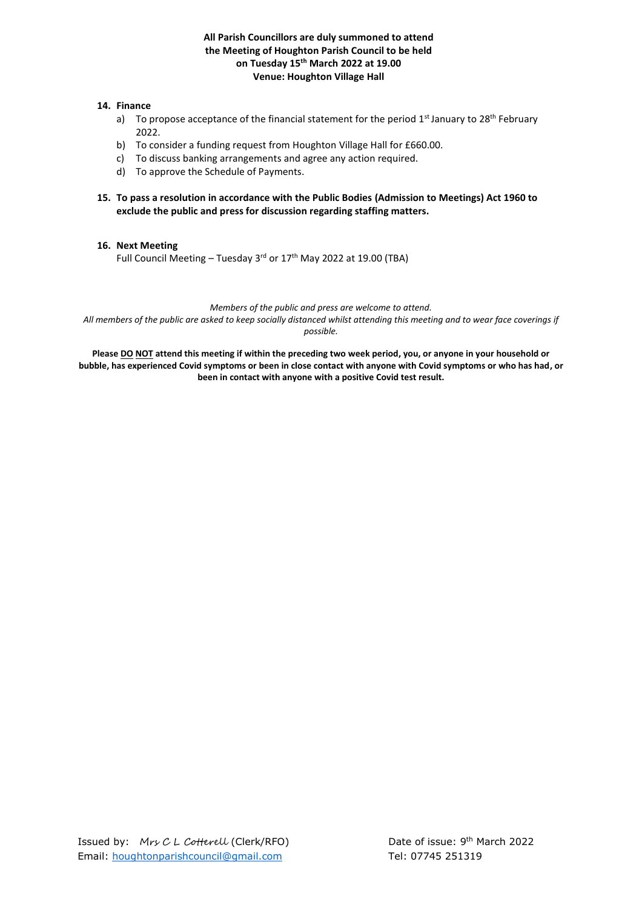**All Parish Councillors are duly summoned to attend the Meeting of Houghton Parish Council to be held on Tuesday 15th March 2022 at 19.00**
**Venue: Houghton Village Hall**

14. **Finance**
    a) To propose acceptance of the financial statement for the period 1st January to 28th February 2022.
    b) To consider a funding request from Houghton Village Hall for £660.00.
    c) To discuss banking arrangements and agree any action required.
    d) To approve the Schedule of Payments.

15. **To pass a resolution in accordance with the Public Bodies (Admission to Meetings) Act 1960 to exclude the public and press for discussion regarding staffing matters.**

16. **Next Meeting**
    Full Council Meeting – Tuesday 3rd or 17th May 2022 at 19.00 (TBA)

*Members of the public and press are welcome to attend.*
*All members of the public are asked to keep socially distanced whilst attending this meeting and to wear face coverings if possible.*

**Please DO NOT attend this meeting if within the preceding two week period, you, or anyone in your household or bubble, has experienced Covid symptoms or been in close contact with anyone with Covid symptoms or who has had, or been in contact with anyone with a positive Covid test result.**

Issued by: *Mrs C L Cotterell* (Clerk/RFO)
Email: houghtonparishcouncil@gmail.com

Date of issue: 9th March 2022
Tel: 07745 251319